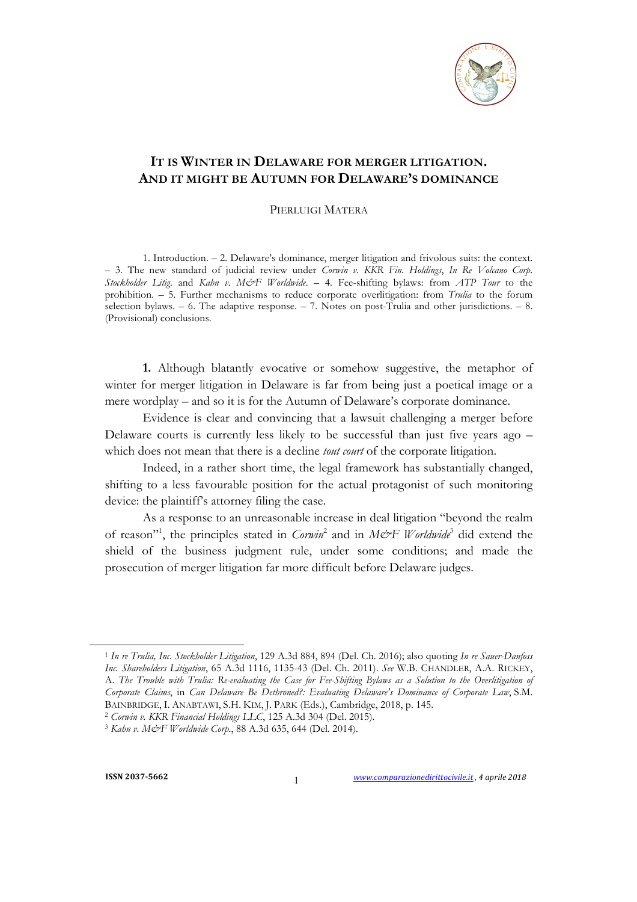# IT IS WINTER IN DELAWARE FOR MERGER LITIGATION. AND IT MIGHT BE AUTUMN FOR DELAWARE'S DOMINANCE

PIERLUIGI MATERA

1. Introduction. – 2. Delaware's dominance, merger litigation and frivolous suits: the context. – 3. The new standard of judicial review under *Corwin v. KKR Fin. Holdings*, *In Re Volcano Corp. Stockholder Litig.* and *Kahn v. M&F Worldwide*. – 4. Fee-shifting bylaws: from *ATP Tour* to the prohibition. – 5. Further mechanisms to reduce corporate overlitigation: from *Trulia* to the forum selection bylaws. – 6. The adaptive response. – 7. Notes on post-Trulia and other jurisdictions. – 8. (Provisional) conclusions.

**1.** Although blatantly evocative or somehow suggestive, the metaphor of winter for merger litigation in Delaware is far from being just a poetical image or a mere wordplay – and so it is for the Autumn of Delaware's corporate dominance.

Evidence is clear and convincing that a lawsuit challenging a merger before Delaware courts is currently less likely to be successful than just five years ago – which does not mean that there is a decline *tout court* of the corporate litigation.

Indeed, in a rather short time, the legal framework has substantially changed, shifting to a less favourable position for the actual protagonist of such monitoring device: the plaintiff's attorney filing the case.

As a response to an unreasonable increase in deal litigation "beyond the realm of reason"[1], the principles stated in *Corwin*[2] and in *M&F Worldwide*[3] did extend the shield of the business judgment rule, under some conditions; and made the prosecution of merger litigation far more difficult before Delaware judges.

---

[1] *In re Trulia, Inc. Stockholder Litigation*, 129 A.3d 884, 894 (Del. Ch. 2016); also quoting *In re Sauer-Danfoss Inc. Shareholders Litigation*, 65 A.3d 1116, 1135-43 (Del. Ch. 2011). *See* W.B. CHANDLER, A.A. RICKEY, A. *The Trouble with Trulia: Re-evaluating the Case for Fee-Shifting Bylaws as a Solution to the Overlitigation of Corporate Claims*, in *Can Delaware Be Dethroned?: Evaluating Delaware's Dominance of Corporate Law*, S.M. BAINBRIDGE, I. ANABTAWI, S.H. KIM, J. PARK (Eds.), Cambridge, 2018, p. 145.

[2] *Corwin v. KKR Financial Holdings LLC*, 125 A.3d 304 (Del. 2015).

[3] *Kahn v. M&F Worldwide Corp.*, 88 A.3d 635, 644 (Del. 2014).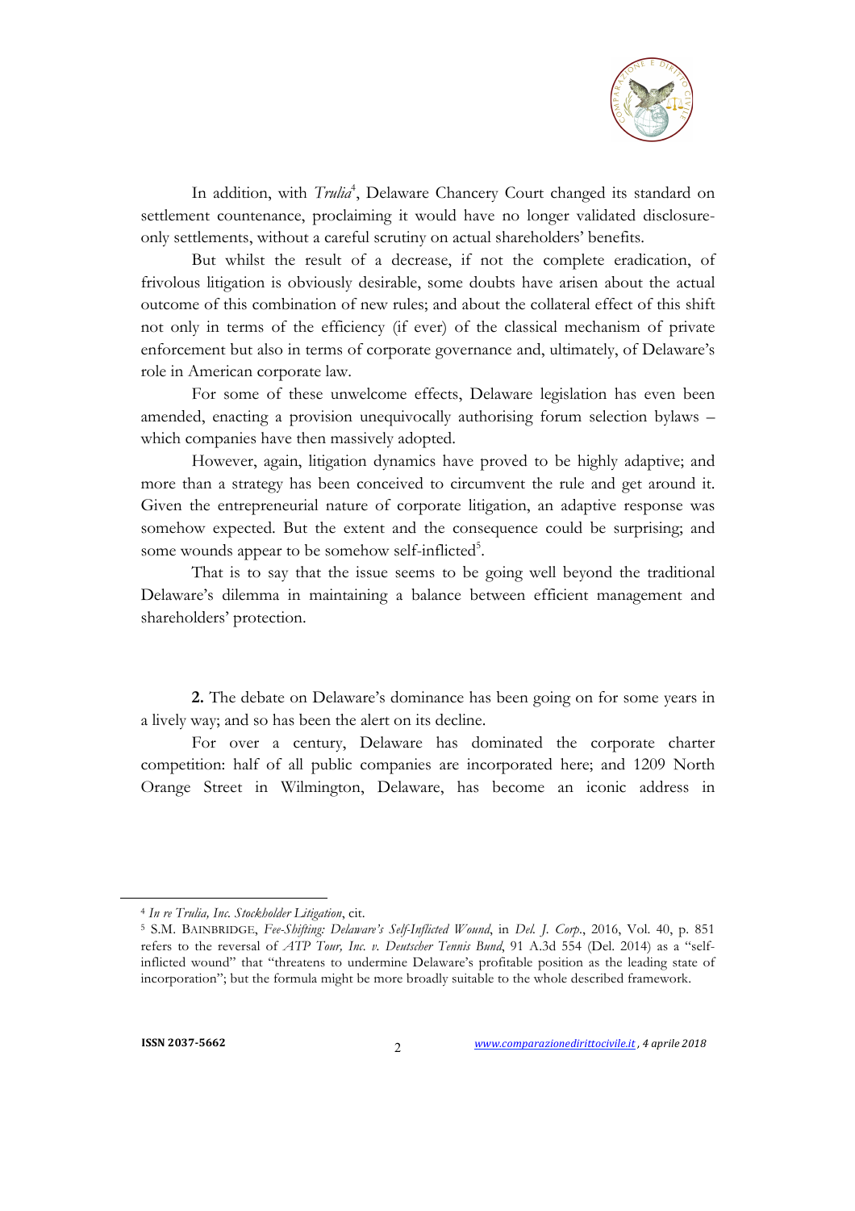In addition, with *Trulia*[4], Delaware Chancery Court changed its standard on settlement countenance, proclaiming it would have no longer validated disclosure-only settlements, without a careful scrutiny on actual shareholders' benefits.

But whilst the result of a decrease, if not the complete eradication, of frivolous litigation is obviously desirable, some doubts have arisen about the actual outcome of this combination of new rules; and about the collateral effect of this shift not only in terms of the efficiency (if ever) of the classical mechanism of private enforcement but also in terms of corporate governance and, ultimately, of Delaware's role in American corporate law.

For some of these unwelcome effects, Delaware legislation has even been amended, enacting a provision unequivocally authorising forum selection bylaws – which companies have then massively adopted.

However, again, litigation dynamics have proved to be highly adaptive; and more than a strategy has been conceived to circumvent the rule and get around it. Given the entrepreneurial nature of corporate litigation, an adaptive response was somehow expected. But the extent and the consequence could be surprising; and some wounds appear to be somehow self-inflicted[5].

That is to say that the issue seems to be going well beyond the traditional Delaware's dilemma in maintaining a balance between efficient management and shareholders' protection.

**2.** The debate on Delaware's dominance has been going on for some years in a lively way; and so has been the alert on its decline.

For over a century, Delaware has dominated the corporate charter competition: half of all public companies are incorporated here; and 1209 North Orange Street in Wilmington, Delaware, has become an iconic address in

---

[4] *In re Trulia, Inc. Stockholder Litigation*, cit.

[5] S.M. BAINBRIDGE, *Fee-Shifting: Delaware's Self-Inflicted Wound*, in *Del. J. Corp.*, 2016, Vol. 40, p. 851 refers to the reversal of *ATP Tour, Inc. v. Deutscher Tennis Bund*, 91 A.3d 554 (Del. 2014) as a "self-inflicted wound" that "threatens to undermine Delaware's profitable position as the leading state of incorporation"; but the formula might be more broadly suitable to the whole described framework.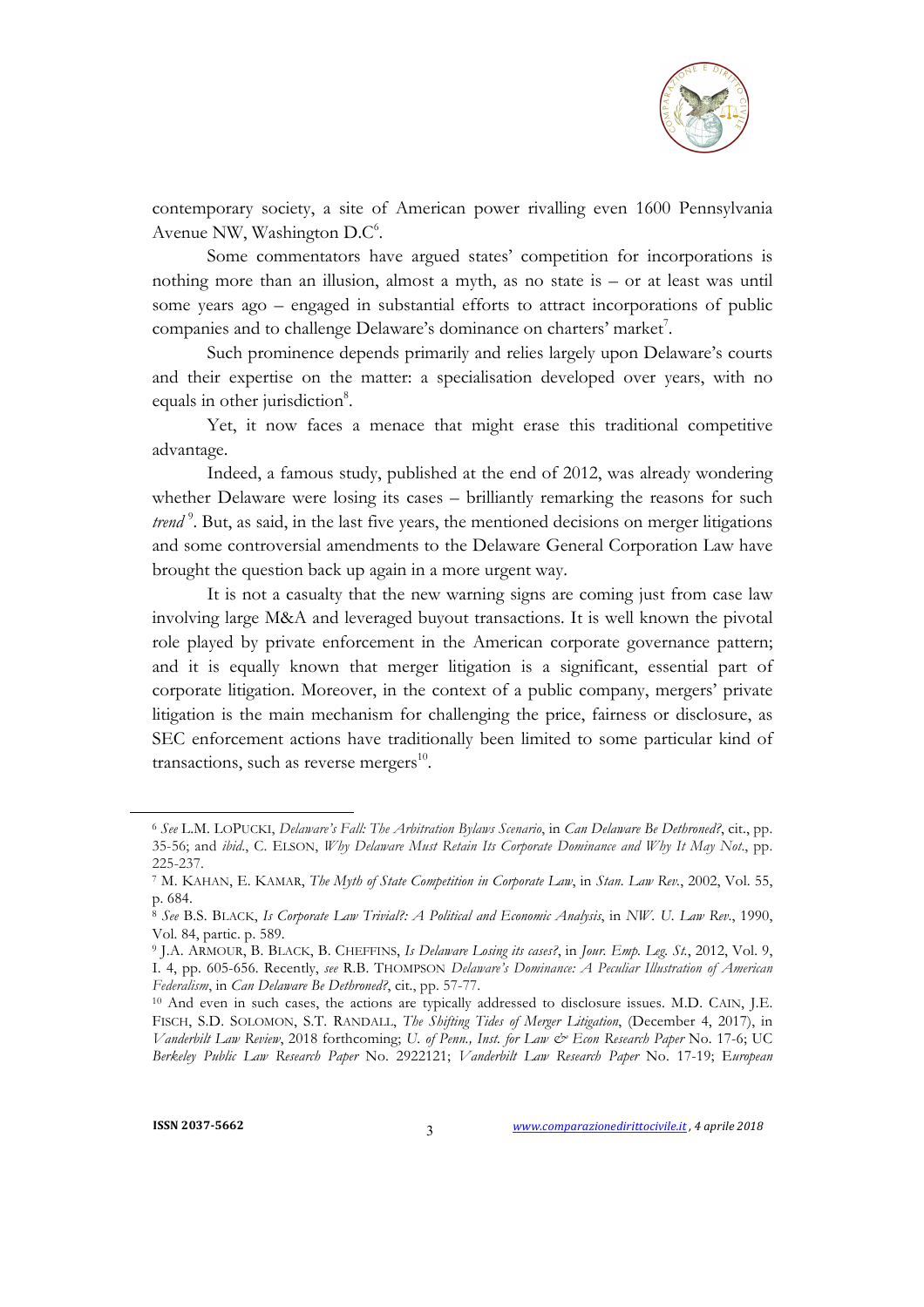contemporary society, a site of American power rivalling even 1600 Pennsylvania Avenue NW, Washington D.C[6].

Some commentators have argued states' competition for incorporations is nothing more than an illusion, almost a myth, as no state is – or at least was until some years ago – engaged in substantial efforts to attract incorporations of public companies and to challenge Delaware's dominance on charters' market[7].

Such prominence depends primarily and relies largely upon Delaware's courts and their expertise on the matter: a specialisation developed over years, with no equals in other jurisdiction[8].

Yet, it now faces a menace that might erase this traditional competitive advantage.

Indeed, a famous study, published at the end of 2012, was already wondering whether Delaware were losing its cases – brilliantly remarking the reasons for such *trend*[9]. But, as said, in the last five years, the mentioned decisions on merger litigations and some controversial amendments to the Delaware General Corporation Law have brought the question back up again in a more urgent way.

It is not a casualty that the new warning signs are coming just from case law involving large M&A and leveraged buyout transactions. It is well known the pivotal role played by private enforcement in the American corporate governance pattern; and it is equally known that merger litigation is a significant, essential part of corporate litigation. Moreover, in the context of a public company, mergers' private litigation is the main mechanism for challenging the price, fairness or disclosure, as SEC enforcement actions have traditionally been limited to some particular kind of transactions, such as reverse mergers[10].

---

[6] *See* L.M. LOPUCKI, *Delaware's Fall: The Arbitration Bylaws Scenario*, in *Can Delaware Be Dethroned?*, cit., pp. 35-56; and *ibid.*, C. ELSON, *Why Delaware Must Retain Its Corporate Dominance and Why It May Not.*, pp. 225-237.

[7] M. KAHAN, E. KAMAR, *The Myth of State Competition in Corporate Law*, in *Stan. Law Rev.*, 2002, Vol. 55, p. 684.

[8] *See* B.S. BLACK, *Is Corporate Law Trivial?: A Political and Economic Analysis*, in *NW. U. Law Rev.*, 1990, Vol. 84, partic. p. 589.

[9] J.A. ARMOUR, B. BLACK, B. CHEFFINS, *Is Delaware Losing its cases?*, in *Jour. Emp. Leg. St.*, 2012, Vol. 9, I. 4, pp. 605-656. Recently, *see* R.B. THOMPSON *Delaware's Dominance: A Peculiar Illustration of American Federalism*, in *Can Delaware Be Dethroned?*, cit., pp. 57-77.

[10] And even in such cases, the actions are typically addressed to disclosure issues. M.D. CAIN, J.E. FISCH, S.D. SOLOMON, S.T. RANDALL, *The Shifting Tides of Merger Litigation*, (December 4, 2017), in *Vanderbilt Law Review*, 2018 forthcoming; *U. of Penn., Inst. for Law & Econ Research Paper* No. 17-6; UC *Berkeley Public Law Research Paper* No. 2922121; *Vanderbilt Law Research Paper* No. 17-19; E*uropean*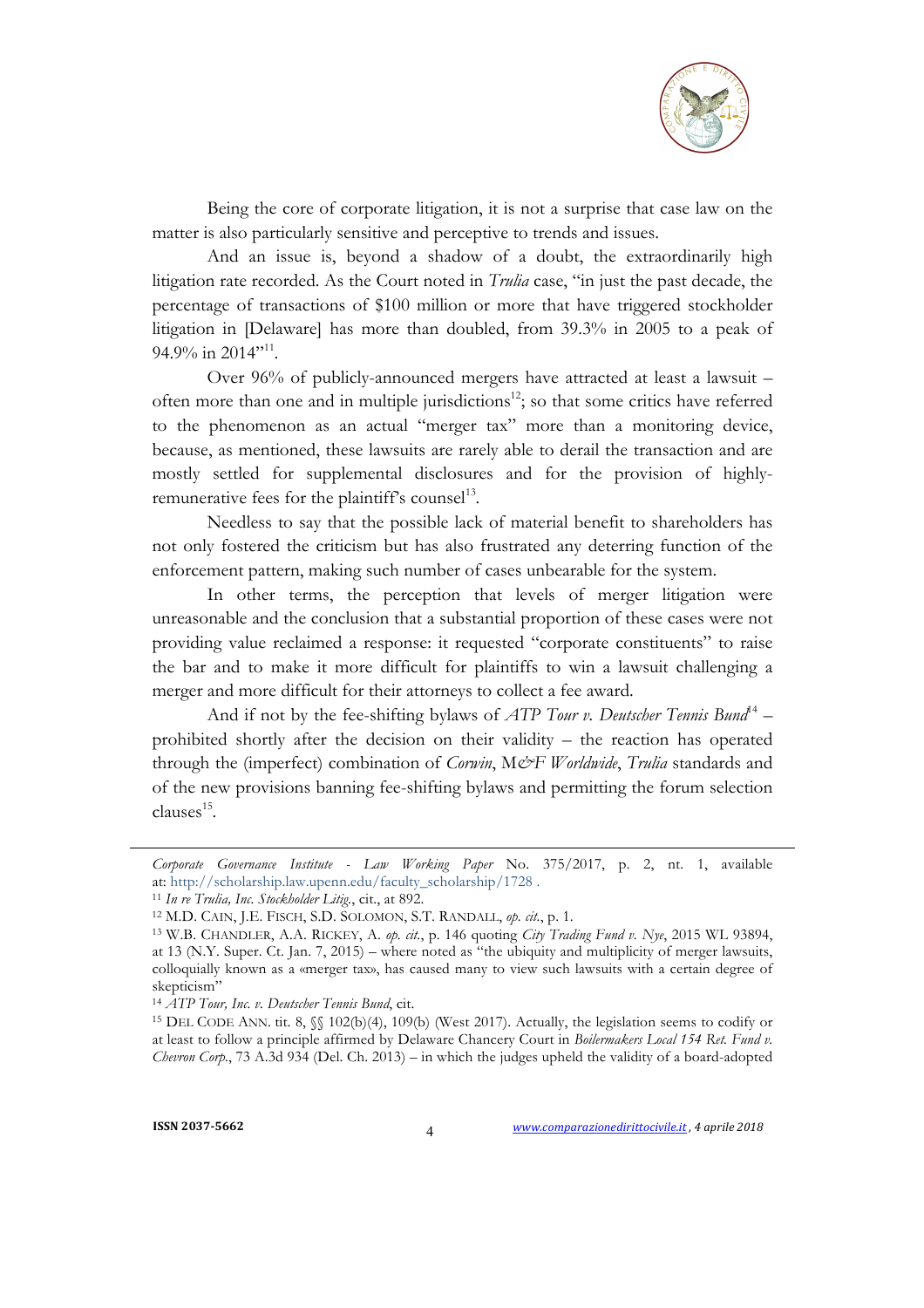Being the core of corporate litigation, it is not a surprise that case law on the matter is also particularly sensitive and perceptive to trends and issues.

And an issue is, beyond a shadow of a doubt, the extraordinarily high litigation rate recorded. As the Court noted in *Trulia* case, "in just the past decade, the percentage of transactions of $100 million or more that have triggered stockholder litigation in [Delaware] has more than doubled, from 39.3% in 2005 to a peak of 94.9% in 2014"[11].

Over 96% of publicly-announced mergers have attracted at least a lawsuit – often more than one and in multiple jurisdictions[12]; so that some critics have referred to the phenomenon as an actual "merger tax" more than a monitoring device, because, as mentioned, these lawsuits are rarely able to derail the transaction and are mostly settled for supplemental disclosures and for the provision of highly-remunerative fees for the plaintiff's counsel[13].

Needless to say that the possible lack of material benefit to shareholders has not only fostered the criticism but has also frustrated any deterring function of the enforcement pattern, making such number of cases unbearable for the system.

In other terms, the perception that levels of merger litigation were unreasonable and the conclusion that a substantial proportion of these cases were not providing value reclaimed a response: it requested "corporate constituents" to raise the bar and to make it more difficult for plaintiffs to win a lawsuit challenging a merger and more difficult for their attorneys to collect a fee award.

And if not by the fee-shifting bylaws of *ATP Tour v. Deutscher Tennis Bund*[14] – prohibited shortly after the decision on their validity – the reaction has operated through the (imperfect) combination of *Corwin*, *M&F Worldwide*, *Trulia* standards and of the new provisions banning fee-shifting bylaws and permitting the forum selection clauses[15].

---

*Corporate Governance Institute - Law Working Paper* No. 375/2017, p. 2, nt. 1, available at: http://scholarship.law.upenn.edu/faculty_scholarship/1728 .

[11] *In re Trulia, Inc. Stockholder Litig.*, cit., at 892.

[12] M.D. CAIN, J.E. FISCH, S.D. SOLOMON, S.T. RANDALL, *op. cit.*, p. 1.

[13] W.B. CHANDLER, A.A. RICKEY, A. *op. cit.*, p. 146 quoting *City Trading Fund v. Nye*, 2015 WL 93894, at 13 (N.Y. Super. Ct. Jan. 7, 2015) – where noted as "the ubiquity and multiplicity of merger lawsuits, colloquially known as a «merger tax», has caused many to view such lawsuits with a certain degree of skepticism"

[14] *ATP Tour, Inc. v. Deutscher Tennis Bund*, cit.

[15] DEL CODE ANN. tit. 8, §§ 102(b)(4), 109(b) (West 2017). Actually, the legislation seems to codify or at least to follow a principle affirmed by Delaware Chancery Court in *Boilermakers Local 154 Ret. Fund v. Chevron Corp.*, 73 A.3d 934 (Del. Ch. 2013) – in which the judges upheld the validity of a board-adopted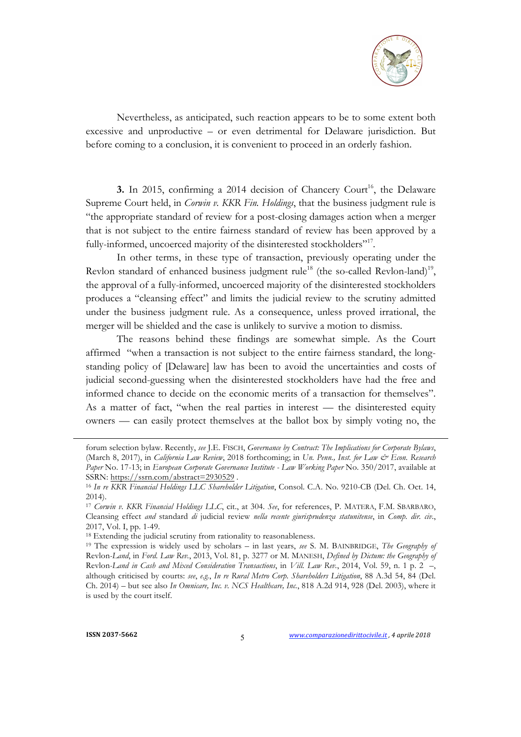Nevertheless, as anticipated, such reaction appears to be to some extent both excessive and unproductive – or even detrimental for Delaware jurisdiction. But before coming to a conclusion, it is convenient to proceed in an orderly fashion.

**3.** In 2015, confirming a 2014 decision of Chancery Court[16], the Delaware Supreme Court held, in *Corwin v. KKR Fin. Holdings*, that the business judgment rule is "the appropriate standard of review for a post-closing damages action when a merger that is not subject to the entire fairness standard of review has been approved by a fully-informed, uncoerced majority of the disinterested stockholders"[17].

In other terms, in these type of transaction, previously operating under the Revlon standard of enhanced business judgment rule[18] (the so-called Revlon-land)[19], the approval of a fully-informed, uncoerced majority of the disinterested stockholders produces a "cleansing effect" and limits the judicial review to the scrutiny admitted under the business judgment rule. As a consequence, unless proved irrational, the merger will be shielded and the case is unlikely to survive a motion to dismiss.

The reasons behind these findings are somewhat simple. As the Court affirmed "when a transaction is not subject to the entire fairness standard, the long-standing policy of [Delaware] law has been to avoid the uncertainties and costs of judicial second-guessing when the disinterested stockholders have had the free and informed chance to decide on the economic merits of a transaction for themselves". As a matter of fact, "when the real parties in interest — the disinterested equity owners — can easily protect themselves at the ballot box by simply voting no, the

---

forum selection bylaw. Recently, *see* J.E. FISCH, *Governance by Contract: The Implications for Corporate Bylaws*, (March 8, 2017), in *California Law Review*, 2018 forthcoming; in *Un. Penn., Inst. for Law & Econ. Research Paper* No. 17-13; in *European Corporate Governance Institute - Law Working Paper* No. 350/2017, available at SSRN: https://ssrn.com/abstract=2930529 .

[16] *In re KKR Financial Holdings LLC Shareholder Litigation*, Consol. C.A. No. 9210-CB (Del. Ch. Oct. 14, 2014).

[17] *Corwin v. KKR Financial Holdings LLC*, cit., at 304. *See*, for references, P. MATERA, F.M. SBARBARO, Cleansing effect *and* standard *di* judicial review *nella recente giurisprudenza statunitense*, in *Comp. dir. civ.*, 2017, Vol. I, pp. 1-49.

[18] Extending the judicial scrutiny from rationality to reasonableness.

[19] The expression is widely used by scholars – in last years, *see* S. M. BAINBRIDGE, *The Geography of* Revlon*-Land*, in *Ford. Law Rev.*, 2013, Vol. 81, p. 3277 or M. MANESH, *Defined by Dictum: the Geography of* Revlon*-Land in Cash and Mixed Consideration Transactions*, in *Vill. Law Rev.*, 2014, Vol. 59, n. 1 p. 2 –, although criticised by courts: *see*, *e.g.*, *In re Rural Metro Corp. Shareholders Litigation*, 88 A.3d 54, 84 (Del. Ch. 2014) – but see also *In Omnicare, Inc. v. NCS Healthcare, Inc.*, 818 A.2d 914, 928 (Del. 2003), where it is used by the court itself.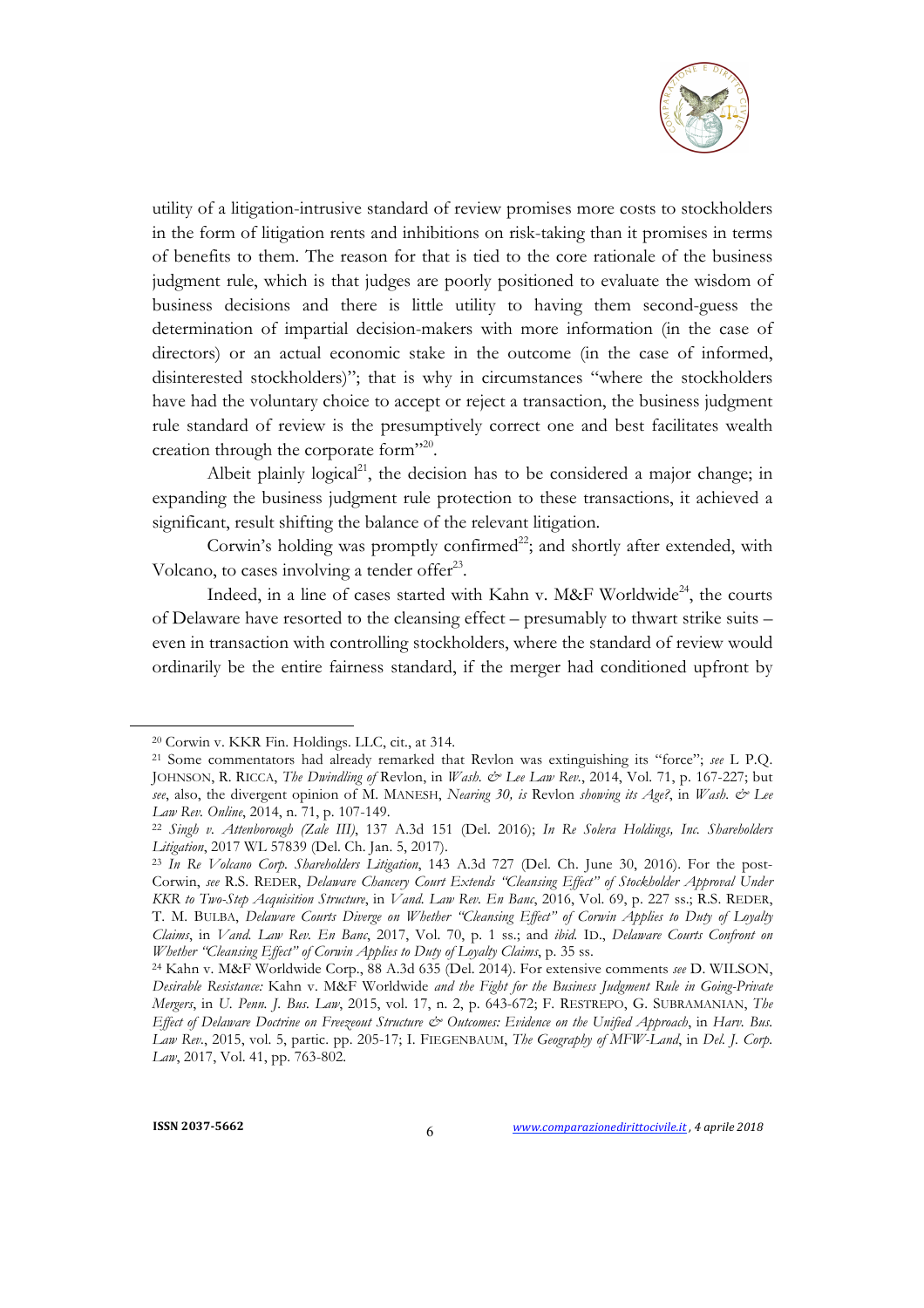utility of a litigation-intrusive standard of review promises more costs to stockholders in the form of litigation rents and inhibitions on risk-taking than it promises in terms of benefits to them. The reason for that is tied to the core rationale of the business judgment rule, which is that judges are poorly positioned to evaluate the wisdom of business decisions and there is little utility to having them second-guess the determination of impartial decision-makers with more information (in the case of directors) or an actual economic stake in the outcome (in the case of informed, disinterested stockholders)"; that is why in circumstances "where the stockholders have had the voluntary choice to accept or reject a transaction, the business judgment rule standard of review is the presumptively correct one and best facilitates wealth creation through the corporate form"[20].

Albeit plainly logical[21], the decision has to be considered a major change; in expanding the business judgment rule protection to these transactions, it achieved a significant, result shifting the balance of the relevant litigation.

Corwin's holding was promptly confirmed[22]; and shortly after extended, with Volcano, to cases involving a tender offer[23].

Indeed, in a line of cases started with Kahn v. M&F Worldwide[24], the courts of Delaware have resorted to the cleansing effect – presumably to thwart strike suits – even in transaction with controlling stockholders, where the standard of review would ordinarily be the entire fairness standard, if the merger had conditioned upfront by

---

[20] Corwin v. KKR Fin. Holdings. LLC, cit., at 314.

[21] Some commentators had already remarked that Revlon was extinguishing its "force"; *see* L P.Q. JOHNSON, R. RICCA, *The Dwindling of* Revlon, in *Wash. & Lee Law Rev.*, 2014, Vol. 71, p. 167-227; but *see*, also, the divergent opinion of M. MANESH, *Nearing 30, is* Revlon *showing its Age?*, in *Wash. & Lee Law Rev. Online*, 2014, n. 71, p. 107-149.

[22] *Singh v. Attenborough (Zale III)*, 137 A.3d 151 (Del. 2016); *In Re Solera Holdings, Inc. Shareholders Litigation*, 2017 WL 57839 (Del. Ch. Jan. 5, 2017).

[23] *In Re Volcano Corp. Shareholders Litigation*, 143 A.3d 727 (Del. Ch. June 30, 2016). For the post-Corwin, *see* R.S. REDER, *Delaware Chancery Court Extends "Cleansing Effect" of Stockholder Approval Under KKR to Two-Step Acquisition Structure*, in *Vand. Law Rev. En Banc*, 2016, Vol. 69, p. 227 ss.; R.S. REDER, T. M. BULBA, *Delaware Courts Diverge on Whether "Cleansing Effect" of Corwin Applies to Duty of Loyalty Claims*, in *Vand. Law Rev. En Banc*, 2017, Vol. 70, p. 1 ss.; and *ibid.* ID., *Delaware Courts Confront on Whether "Cleansing Effect" of Corwin Applies to Duty of Loyalty Claims*, p. 35 ss.

[24] Kahn v. M&F Worldwide Corp., 88 A.3d 635 (Del. 2014). For extensive comments *see* D. WILSON, *Desirable Resistance:* Kahn v. M&F Worldwide *and the Fight for the Business Judgment Rule in Going-Private Mergers*, in *U. Penn. J. Bus. Law*, 2015, vol. 17, n. 2, p. 643-672; F. RESTREPO, G. SUBRAMANIAN, *The Effect of Delaware Doctrine on Freezeout Structure & Outcomes: Evidence on the Unified Approach*, in *Harv. Bus. Law Rev.*, 2015, vol. 5, partic. pp. 205-17; I. FIEGENBAUM, *The Geography of MFW-Land*, in *Del. J. Corp. Law*, 2017, Vol. 41, pp. 763-802.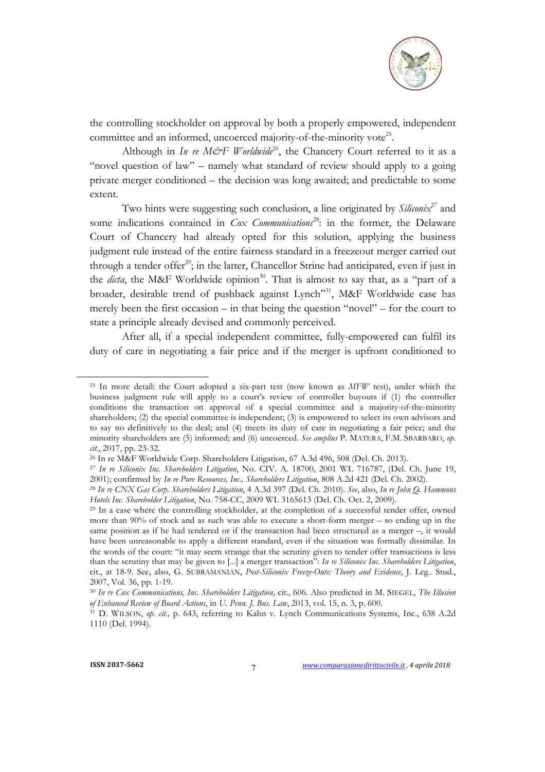the controlling stockholder on approval by both a properly empowered, independent committee and an informed, uncoerced majority-of-the-minority vote[25].

Although in *In re M&F Worldwide*[26], the Chancery Court referred to it as a "novel question of law" – namely what standard of review should apply to a going private merger conditioned – the decision was long awaited; and predictable to some extent.

Two hints were suggesting such conclusion, a line originated by *Siliconix*[27] and some indications contained in *Cox Communications*[28]: in the former, the Delaware Court of Chancery had already opted for this solution, applying the business judgment rule instead of the entire fairness standard in a freezeout merger carried out through a tender offer[29]; in the latter, Chancellor Strine had anticipated, even if just in the *dicta*, the M&F Worldwide opinion[30]. That is almost to say that, as a "part of a broader, desirable trend of pushback against Lynch"[31], M&F Worldwide case has merely been the first occasion – in that being the question "novel" – for the court to state a principle already devised and commonly perceived.

After all, if a special independent committee, fully-empowered can fulfil its duty of care in negotiating a fair price and if the merger is upfront conditioned to

---

[25] In more detail: the Court adopted a six-part test (now known as *MFW* test), under which the business judgment rule will apply to a court's review of controller buyouts if (1) the controller conditions the transaction on approval of a special committee and a majority-of-the-minority shareholders; (2) the special committee is independent; (3) is empowered to select its own advisors and to say no definitively to the deal; and (4) meets its duty of care in negotiating a fair price; and the minority shareholders are (5) informed; and (6) uncoerced. *See amplius* P. MATERA, F.M. SBARBARO, *op. cit.*, 2017, pp. 23-32.

[26] In re M&F Worldwide Corp. Shareholders Litigation, 67 A.3d 496, 508 (Del. Ch. 2013).

[27] *In re Siliconix Inc. Shareholders Litigation*, No. CIV. A. 18700, 2001 WL 716787, (Del. Ch. June 19, 2001); confirmed by *In re Pure Resources, Inc., Shareholders Litigation*, 808 A.2d 421 (Del. Ch. 2002).

[28] *In re CNX Gas Corp. Shareholders Litigation*, 4 A.3d 397 (Del. Ch. 2010). *See*, also, *In re John Q. Hammons Hotels Inc. Shareholder Litigation*, No. 758-CC, 2009 WL 3165613 (Del. Ch. Oct. 2, 2009).

[29] In a case where the controlling stockholder, at the completion of a successful tender offer, owned more than 90% of stock and as such was able to execute a short-form merger – so ending up in the same position as if he had tendered or if the transaction had been structured as a merger –, it would have been unreasonable to apply a different standard, even if the situation was formally dissimilar. In the words of the court: "it may seem strange that the scrutiny given to tender offer transactions is less than the scrutiny that may be given to [...] a merger transaction": *In re Siliconix Inc. Shareholders Litigation*, cit., at 18-9. See, also, G. SUBRAMANIAN, *Post-Siliconix Freeze-Outs: Theory and Evidence*, J. Leg.. Stud., 2007, Vol. 36, pp. 1-19.

[30] *In re Cox Communications, Inc. Shareholders Litigation*, cit., 606. Also predicted in M. SIEGEL, *The Illusion of Enhanced Review of Board Actions*, in *U. Penn. J. Bus. Law*, 2013, vol. 15, n. 3, p. 600.

[31] D. WILSON, *op. cit.,* p. 643, referring to Kahn v. Lynch Communications Systems, Inc., 638 A.2d 1110 (Del. 1994).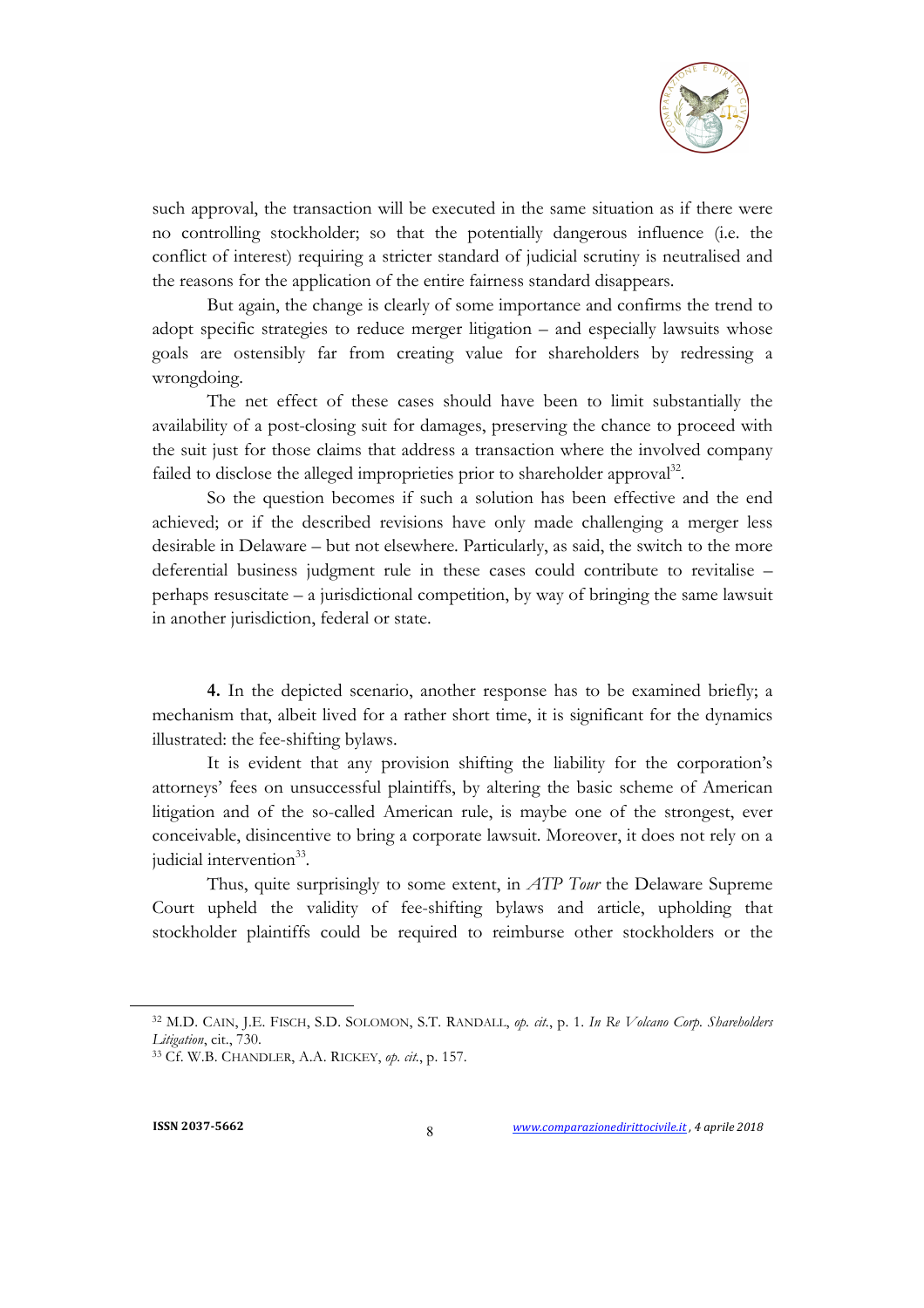such approval, the transaction will be executed in the same situation as if there were no controlling stockholder; so that the potentially dangerous influence (i.e. the conflict of interest) requiring a stricter standard of judicial scrutiny is neutralised and the reasons for the application of the entire fairness standard disappears.

But again, the change is clearly of some importance and confirms the trend to adopt specific strategies to reduce merger litigation – and especially lawsuits whose goals are ostensibly far from creating value for shareholders by redressing a wrongdoing.

The net effect of these cases should have been to limit substantially the availability of a post-closing suit for damages, preserving the chance to proceed with the suit just for those claims that address a transaction where the involved company failed to disclose the alleged improprieties prior to shareholder approval[32].

So the question becomes if such a solution has been effective and the end achieved; or if the described revisions have only made challenging a merger less desirable in Delaware – but not elsewhere. Particularly, as said, the switch to the more deferential business judgment rule in these cases could contribute to revitalise – perhaps resuscitate – a jurisdictional competition, by way of bringing the same lawsuit in another jurisdiction, federal or state.

**4.** In the depicted scenario, another response has to be examined briefly; a mechanism that, albeit lived for a rather short time, it is significant for the dynamics illustrated: the fee-shifting bylaws.

It is evident that any provision shifting the liability for the corporation's attorneys' fees on unsuccessful plaintiffs, by altering the basic scheme of American litigation and of the so-called American rule, is maybe one of the strongest, ever conceivable, disincentive to bring a corporate lawsuit. Moreover, it does not rely on a judicial intervention[33].

Thus, quite surprisingly to some extent, in *ATP Tour* the Delaware Supreme Court upheld the validity of fee-shifting bylaws and article, upholding that stockholder plaintiffs could be required to reimburse other stockholders or the

---

[32] M.D. Cain, J.E. Fisch, S.D. Solomon, S.T. Randall, *op. cit.*, p. 1. *In Re Volcano Corp. Shareholders Litigation*, cit., 730.

[33] Cf. W.B. Chandler, A.A. Rickey, *op. cit.*, p. 157.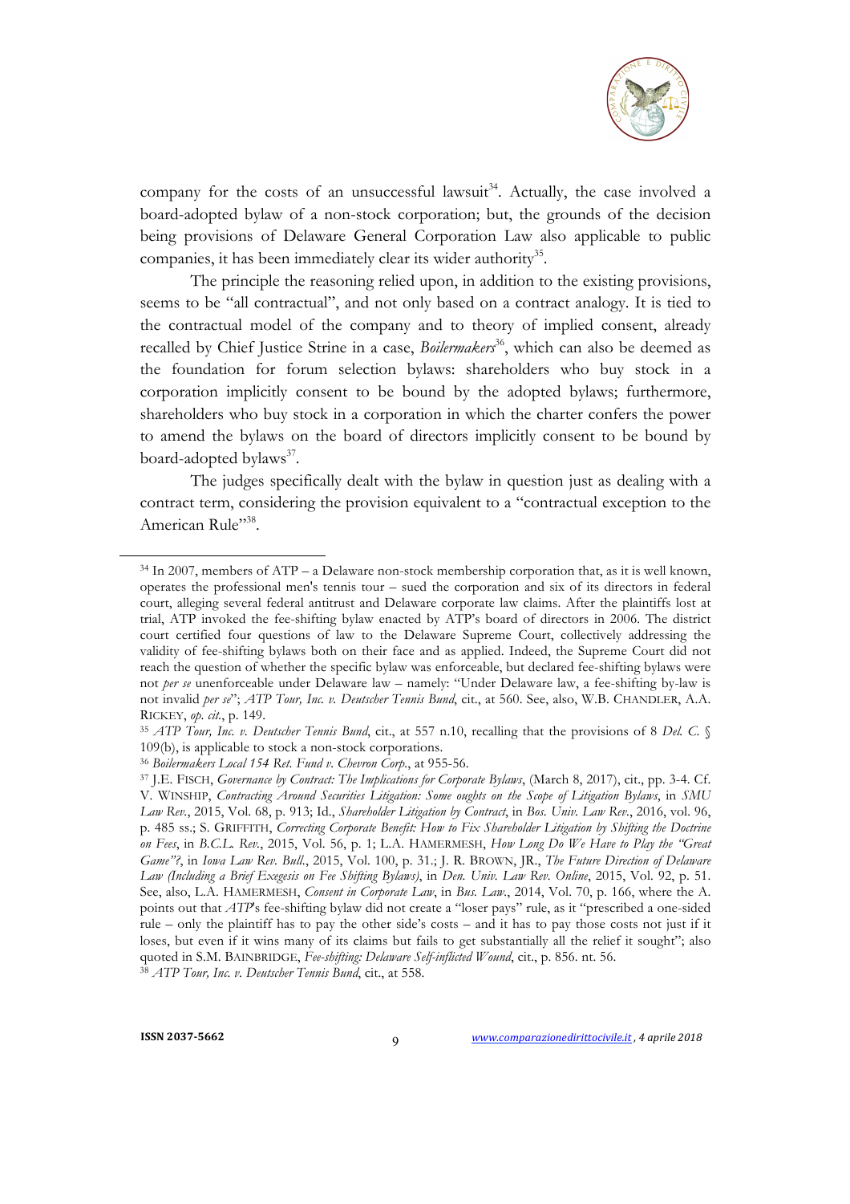company for the costs of an unsuccessful lawsuit[34]. Actually, the case involved a board-adopted bylaw of a non-stock corporation; but, the grounds of the decision being provisions of Delaware General Corporation Law also applicable to public companies, it has been immediately clear its wider authority[35].

The principle the reasoning relied upon, in addition to the existing provisions, seems to be "all contractual", and not only based on a contract analogy. It is tied to the contractual model of the company and to theory of implied consent, already recalled by Chief Justice Strine in a case, *Boilermakers*[36], which can also be deemed as the foundation for forum selection bylaws: shareholders who buy stock in a corporation implicitly consent to be bound by the adopted bylaws; furthermore, shareholders who buy stock in a corporation in which the charter confers the power to amend the bylaws on the board of directors implicitly consent to be bound by board-adopted bylaws[37].

The judges specifically dealt with the bylaw in question just as dealing with a contract term, considering the provision equivalent to a "contractual exception to the American Rule"[38].

---

[34] In 2007, members of ATP – a Delaware non-stock membership corporation that, as it is well known, operates the professional men's tennis tour – sued the corporation and six of its directors in federal court, alleging several federal antitrust and Delaware corporate law claims. After the plaintiffs lost at trial, ATP invoked the fee-shifting bylaw enacted by ATP's board of directors in 2006. The district court certified four questions of law to the Delaware Supreme Court, collectively addressing the validity of fee-shifting bylaws both on their face and as applied. Indeed, the Supreme Court did not reach the question of whether the specific bylaw was enforceable, but declared fee-shifting bylaws were not *per se* unenforceable under Delaware law – namely: "Under Delaware law, a fee-shifting by-law is not invalid *per se*"; *ATP Tour, Inc. v. Deutscher Tennis Bund*, cit., at 560. See, also, W.B. CHANDLER, A.A. RICKEY, *op. cit.*, p. 149.

[35] *ATP Tour, Inc. v. Deutscher Tennis Bund*, cit., at 557 n.10, recalling that the provisions of 8 *Del. C.* § 109(b), is applicable to stock a non-stock corporations.

[36] *Boilermakers Local 154 Ret. Fund v. Chevron Corp.*, at 955-56.

[37] J.E. FISCH, *Governance by Contract: The Implications for Corporate Bylaws*, (March 8, 2017), cit., pp. 3-4. Cf. V. WINSHIP, *Contracting Around Securities Litigation: Some oughts on the Scope of Litigation Bylaws*, in *SMU Law Rev.*, 2015, Vol. 68, p. 913; Id., *Shareholder Litigation by Contract*, in *Bos. Univ. Law Rev.*, 2016, vol. 96, p. 485 ss.; S. GRIFFITH, *Correcting Corporate Benefit: How to Fix Shareholder Litigation by Shifting the Doctrine on Fees*, in *B.C.L. Rev.*, 2015, Vol. 56, p. 1; L.A. HAMERMESH, *How Long Do We Have to Play the "Great Game"?*, in *Iowa Law Rev. Bull.*, 2015, Vol. 100, p. 31.; J. R. BROWN, JR., *The Future Direction of Delaware Law (Including a Brief Exegesis on Fee Shifting Bylaws)*, in *Den. Univ. Law Rev. Online*, 2015, Vol. 92, p. 51. See, also, L.A. HAMERMESH, *Consent in Corporate Law*, in *Bus. Law.*, 2014, Vol. 70, p. 166, where the A. points out that *ATP*'s fee-shifting bylaw did not create a "loser pays" rule, as it "prescribed a one-sided rule – only the plaintiff has to pay the other side's costs – and it has to pay those costs not just if it loses, but even if it wins many of its claims but fails to get substantially all the relief it sought"; also quoted in S.M. BAINBRIDGE, *Fee-shifting: Delaware Self-inflicted Wound*, cit., p. 856. nt. 56.

[38] *ATP Tour, Inc. v. Deutscher Tennis Bund*, cit., at 558.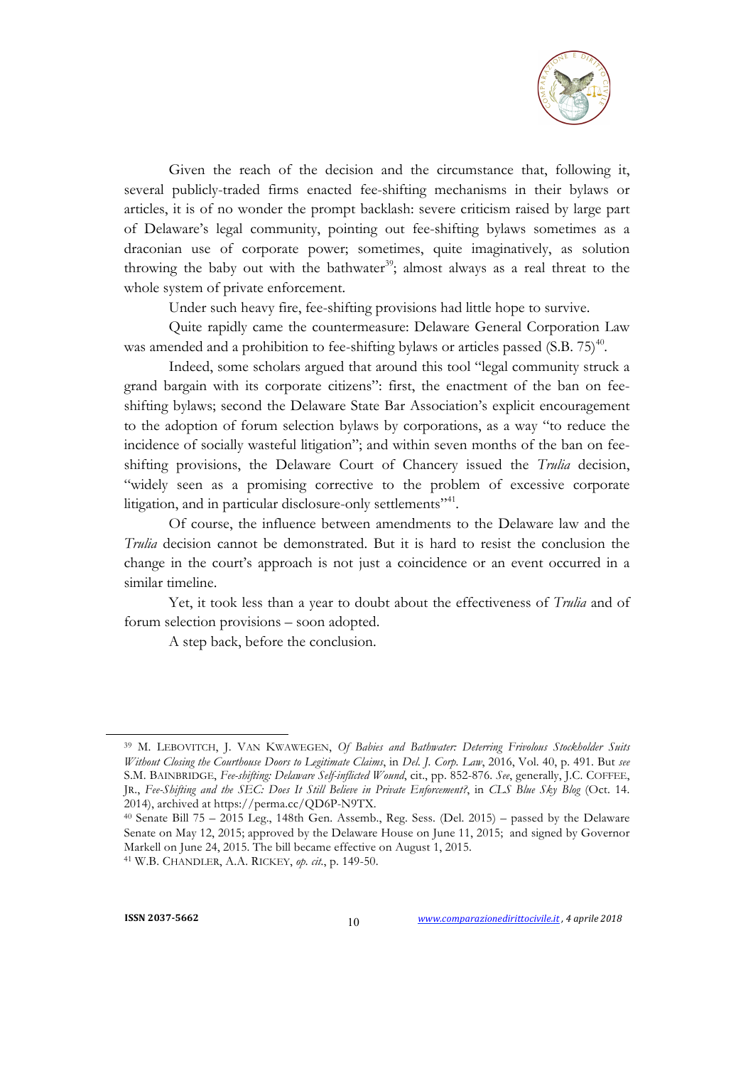Given the reach of the decision and the circumstance that, following it, several publicly-traded firms enacted fee-shifting mechanisms in their bylaws or articles, it is of no wonder the prompt backlash: severe criticism raised by large part of Delaware's legal community, pointing out fee-shifting bylaws sometimes as a draconian use of corporate power; sometimes, quite imaginatively, as solution throwing the baby out with the bathwater[39]; almost always as a real threat to the whole system of private enforcement.

Under such heavy fire, fee-shifting provisions had little hope to survive.

Quite rapidly came the countermeasure: Delaware General Corporation Law was amended and a prohibition to fee-shifting bylaws or articles passed (S.B. 75)[40].

Indeed, some scholars argued that around this tool "legal community struck a grand bargain with its corporate citizens": first, the enactment of the ban on fee-shifting bylaws; second the Delaware State Bar Association's explicit encouragement to the adoption of forum selection bylaws by corporations, as a way "to reduce the incidence of socially wasteful litigation"; and within seven months of the ban on fee-shifting provisions, the Delaware Court of Chancery issued the *Trulia* decision, "widely seen as a promising corrective to the problem of excessive corporate litigation, and in particular disclosure-only settlements"[41].

Of course, the influence between amendments to the Delaware law and the *Trulia* decision cannot be demonstrated. But it is hard to resist the conclusion the change in the court's approach is not just a coincidence or an event occurred in a similar timeline.

Yet, it took less than a year to doubt about the effectiveness of *Trulia* and of forum selection provisions – soon adopted.

A step back, before the conclusion.

---

[39] M. LEBOVITCH, J. VAN KWAWEGEN, *Of Babies and Bathwater: Deterring Frivolous Stockholder Suits Without Closing the Courthouse Doors to Legitimate Claims*, in *Del. J. Corp. Law*, 2016, Vol. 40, p. 491. But *see* S.M. BAINBRIDGE, *Fee-shifting: Delaware Self-inflicted Wound*, cit., pp. 852-876. *See*, generally, J.C. COFFEE, JR., *Fee-Shifting and the SEC: Does It Still Believe in Private Enforcement?*, in *CLS Blue Sky Blog* (Oct. 14. 2014), archived at https://perma.cc/QD6P-N9TX.

[40] Senate Bill 75 – 2015 Leg., 148th Gen. Assemb., Reg. Sess. (Del. 2015) – passed by the Delaware Senate on May 12, 2015; approved by the Delaware House on June 11, 2015; and signed by Governor Markell on June 24, 2015. The bill became effective on August 1, 2015.

[41] W.B. CHANDLER, A.A. RICKEY, *op. cit.*, p. 149-50.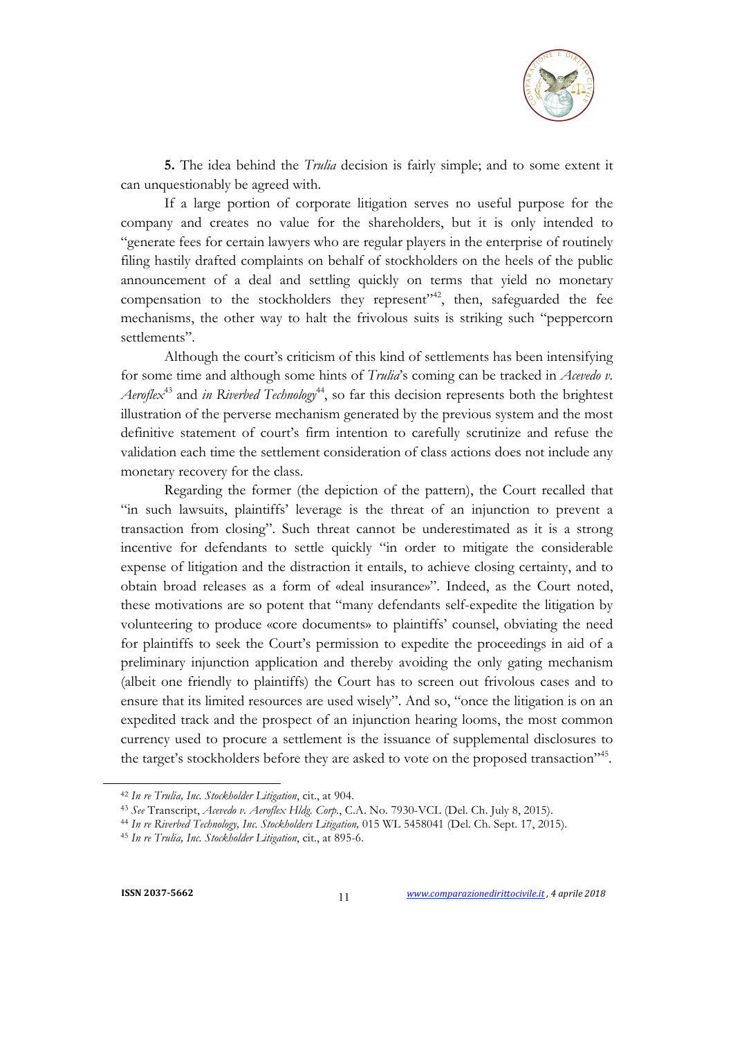**5.** The idea behind the *Trulia* decision is fairly simple; and to some extent it can unquestionably be agreed with.

If a large portion of corporate litigation serves no useful purpose for the company and creates no value for the shareholders, but it is only intended to "generate fees for certain lawyers who are regular players in the enterprise of routinely filing hastily drafted complaints on behalf of stockholders on the heels of the public announcement of a deal and settling quickly on terms that yield no monetary compensation to the stockholders they represent"[42], then, safeguarded the fee mechanisms, the other way to halt the frivolous suits is striking such "peppercorn settlements".

Although the court's criticism of this kind of settlements has been intensifying for some time and although some hints of *Trulia*'s coming can be tracked in *Acevedo v. Aeroflex*[43] and *in Riverbed Technology*[44], so far this decision represents both the brightest illustration of the perverse mechanism generated by the previous system and the most definitive statement of court's firm intention to carefully scrutinize and refuse the validation each time the settlement consideration of class actions does not include any monetary recovery for the class.

Regarding the former (the depiction of the pattern), the Court recalled that "in such lawsuits, plaintiffs' leverage is the threat of an injunction to prevent a transaction from closing". Such threat cannot be underestimated as it is a strong incentive for defendants to settle quickly "in order to mitigate the considerable expense of litigation and the distraction it entails, to achieve closing certainty, and to obtain broad releases as a form of «deal insurance»". Indeed, as the Court noted, these motivations are so potent that "many defendants self-expedite the litigation by volunteering to produce «core documents» to plaintiffs' counsel, obviating the need for plaintiffs to seek the Court's permission to expedite the proceedings in aid of a preliminary injunction application and thereby avoiding the only gating mechanism (albeit one friendly to plaintiffs) the Court has to screen out frivolous cases and to ensure that its limited resources are used wisely". And so, "once the litigation is on an expedited track and the prospect of an injunction hearing looms, the most common currency used to procure a settlement is the issuance of supplemental disclosures to the target's stockholders before they are asked to vote on the proposed transaction"[45].

---

[42] *In re Trulia, Inc. Stockholder Litigation*, cit., at 904.

[43] *See* Transcript, *Acevedo v. Aeroflex Hldg. Corp.*, C.A. No. 7930-VCL (Del. Ch. July 8, 2015).

[44] *In re Riverbed Technology, Inc. Stockholders Litigation,* 015 WL 5458041 (Del. Ch. Sept. 17, 2015).

[45] *In re Trulia, Inc. Stockholder Litigation*, cit., at 895-6.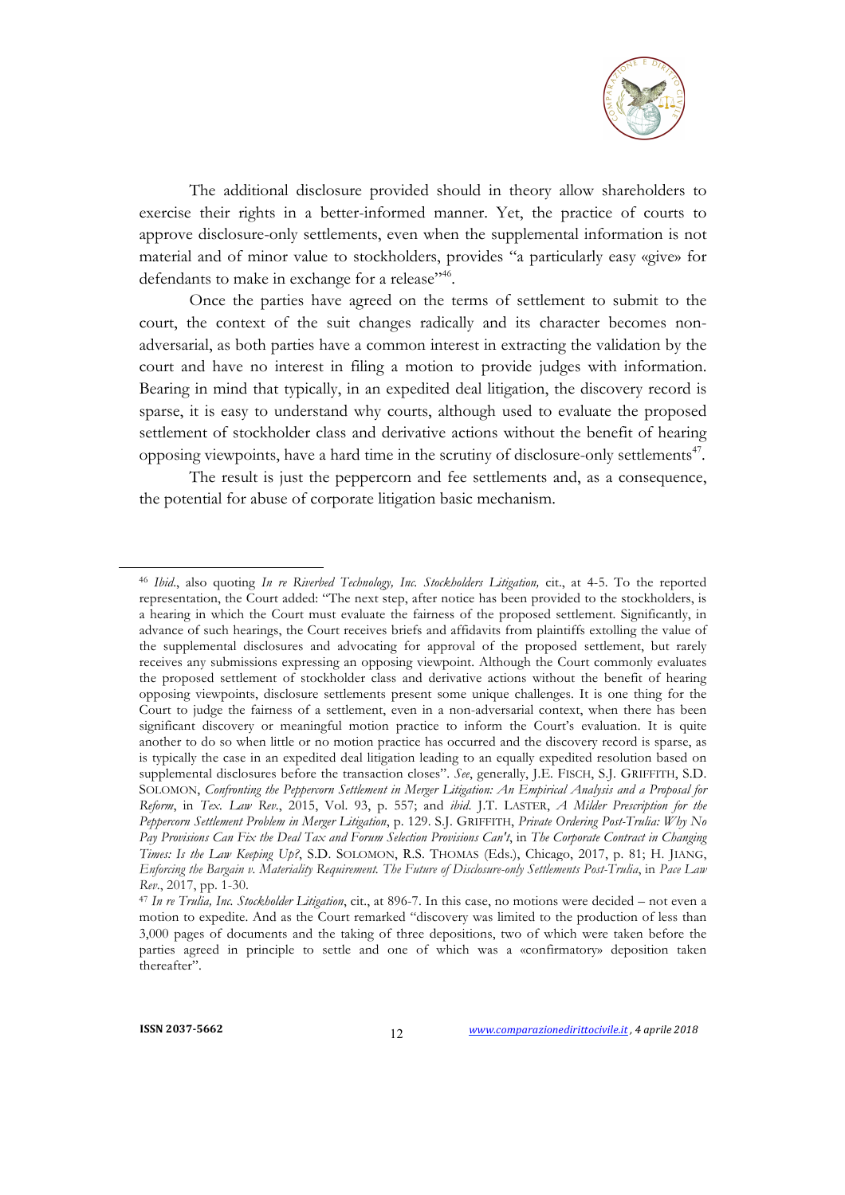The additional disclosure provided should in theory allow shareholders to exercise their rights in a better-informed manner. Yet, the practice of courts to approve disclosure-only settlements, even when the supplemental information is not material and of minor value to stockholders, provides "a particularly easy «give» for defendants to make in exchange for a release"[46].

Once the parties have agreed on the terms of settlement to submit to the court, the context of the suit changes radically and its character becomes non-adversarial, as both parties have a common interest in extracting the validation by the court and have no interest in filing a motion to provide judges with information. Bearing in mind that typically, in an expedited deal litigation, the discovery record is sparse, it is easy to understand why courts, although used to evaluate the proposed settlement of stockholder class and derivative actions without the benefit of hearing opposing viewpoints, have a hard time in the scrutiny of disclosure-only settlements[47].

The result is just the peppercorn and fee settlements and, as a consequence, the potential for abuse of corporate litigation basic mechanism.

---

[46] *Ibid.*, also quoting *In re Riverbed Technology, Inc. Stockholders Litigation,* cit., at 4-5. To the reported representation, the Court added: "The next step, after notice has been provided to the stockholders, is a hearing in which the Court must evaluate the fairness of the proposed settlement. Significantly, in advance of such hearings, the Court receives briefs and affidavits from plaintiffs extolling the value of the supplemental disclosures and advocating for approval of the proposed settlement, but rarely receives any submissions expressing an opposing viewpoint. Although the Court commonly evaluates the proposed settlement of stockholder class and derivative actions without the benefit of hearing opposing viewpoints, disclosure settlements present some unique challenges. It is one thing for the Court to judge the fairness of a settlement, even in a non-adversarial context, when there has been significant discovery or meaningful motion practice to inform the Court's evaluation. It is quite another to do so when little or no motion practice has occurred and the discovery record is sparse, as is typically the case in an expedited deal litigation leading to an equally expedited resolution based on supplemental disclosures before the transaction closes". *See*, generally, J.E. FISCH, S.J. GRIFFITH, S.D. SOLOMON, *Confronting the Peppercorn Settlement in Merger Litigation: An Empirical Analysis and a Proposal for Reform*, in *Tex. Law Rev.*, 2015, Vol. 93, p. 557; and *ibid.* J.T. LASTER, *A Milder Prescription for the Peppercorn Settlement Problem in Merger Litigation*, p. 129. S.J. GRIFFITH, *Private Ordering Post-Trulia: Why No Pay Provisions Can Fix the Deal Tax and Forum Selection Provisions Can't*, in *The Corporate Contract in Changing Times: Is the Law Keeping Up?*, S.D. SOLOMON, R.S. THOMAS (Eds.), Chicago, 2017, p. 81; H. JIANG, *Enforcing the Bargain v. Materiality Requirement. The Future of Disclosure-only Settlements Post-Trulia*, in *Pace Law Rev.*, 2017, pp. 1-30.

[47] *In re Trulia, Inc. Stockholder Litigation*, cit., at 896-7. In this case, no motions were decided – not even a motion to expedite. And as the Court remarked "discovery was limited to the production of less than 3,000 pages of documents and the taking of three depositions, two of which were taken before the parties agreed in principle to settle and one of which was a «confirmatory» deposition taken thereafter".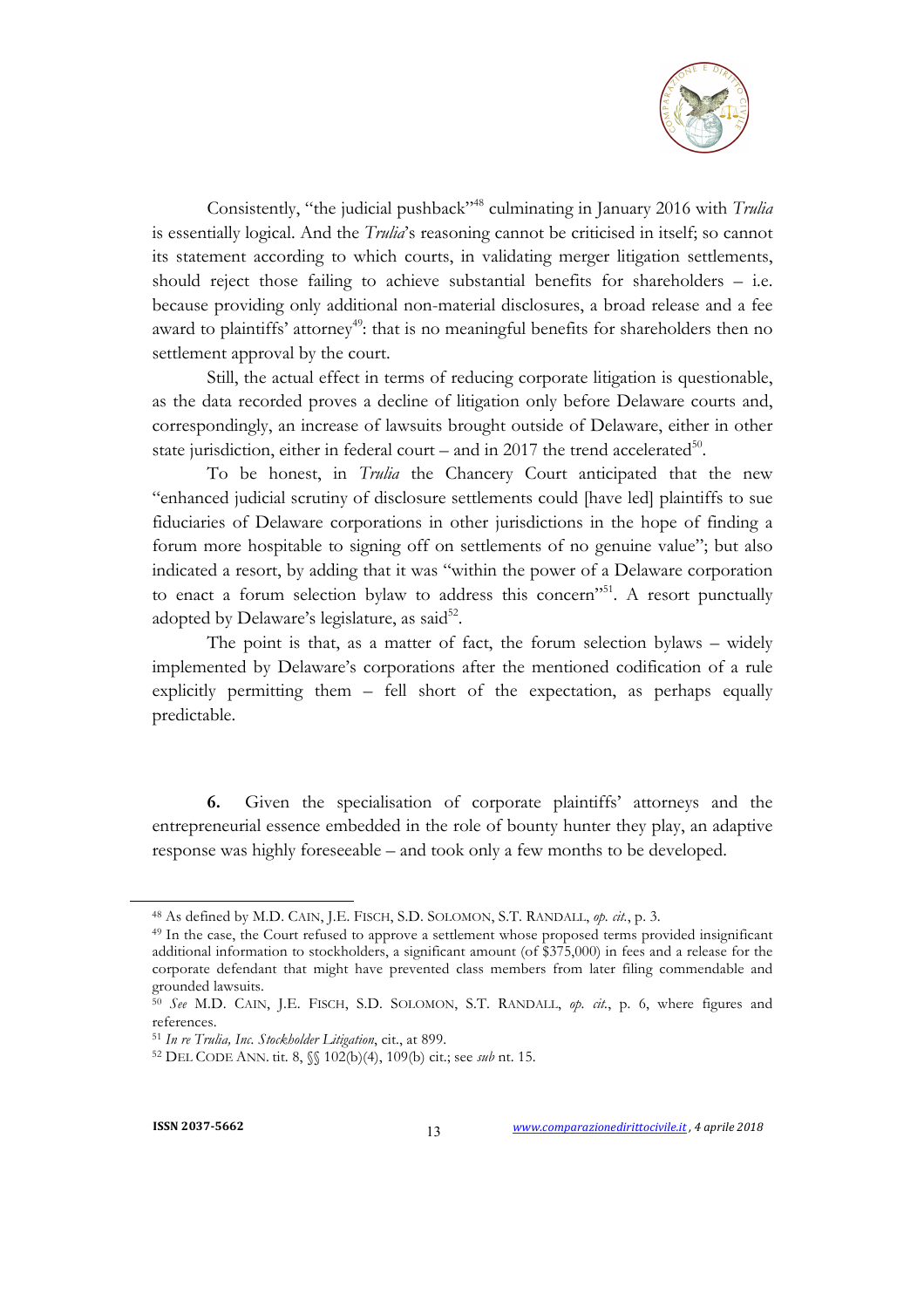Consistently, "the judicial pushback"[48] culminating in January 2016 with *Trulia* is essentially logical. And the *Trulia*'s reasoning cannot be criticised in itself; so cannot its statement according to which courts, in validating merger litigation settlements, should reject those failing to achieve substantial benefits for shareholders – i.e. because providing only additional non-material disclosures, a broad release and a fee award to plaintiffs' attorney[49]: that is no meaningful benefits for shareholders then no settlement approval by the court.

Still, the actual effect in terms of reducing corporate litigation is questionable, as the data recorded proves a decline of litigation only before Delaware courts and, correspondingly, an increase of lawsuits brought outside of Delaware, either in other state jurisdiction, either in federal court – and in 2017 the trend accelerated[50].

To be honest, in *Trulia* the Chancery Court anticipated that the new "enhanced judicial scrutiny of disclosure settlements could [have led] plaintiffs to sue fiduciaries of Delaware corporations in other jurisdictions in the hope of finding a forum more hospitable to signing off on settlements of no genuine value"; but also indicated a resort, by adding that it was "within the power of a Delaware corporation to enact a forum selection bylaw to address this concern"[51]. A resort punctually adopted by Delaware's legislature, as said[52].

The point is that, as a matter of fact, the forum selection bylaws – widely implemented by Delaware's corporations after the mentioned codification of a rule explicitly permitting them – fell short of the expectation, as perhaps equally predictable.

**6.** Given the specialisation of corporate plaintiffs' attorneys and the entrepreneurial essence embedded in the role of bounty hunter they play, an adaptive response was highly foreseeable – and took only a few months to be developed.

---

[48] As defined by M.D. CAIN, J.E. FISCH, S.D. SOLOMON, S.T. RANDALL, *op. cit.*, p. 3.

[49] In the case, the Court refused to approve a settlement whose proposed terms provided insignificant additional information to stockholders, a significant amount (of $375,000) in fees and a release for the corporate defendant that might have prevented class members from later filing commendable and grounded lawsuits.

[50] *See* M.D. CAIN, J.E. FISCH, S.D. SOLOMON, S.T. RANDALL, *op. cit.*, p. 6, where figures and references.

[51] *In re Trulia, Inc. Stockholder Litigation*, cit., at 899.

[52] DEL CODE ANN. tit. 8, §§ 102(b)(4), 109(b) cit.; see *sub* nt. 15.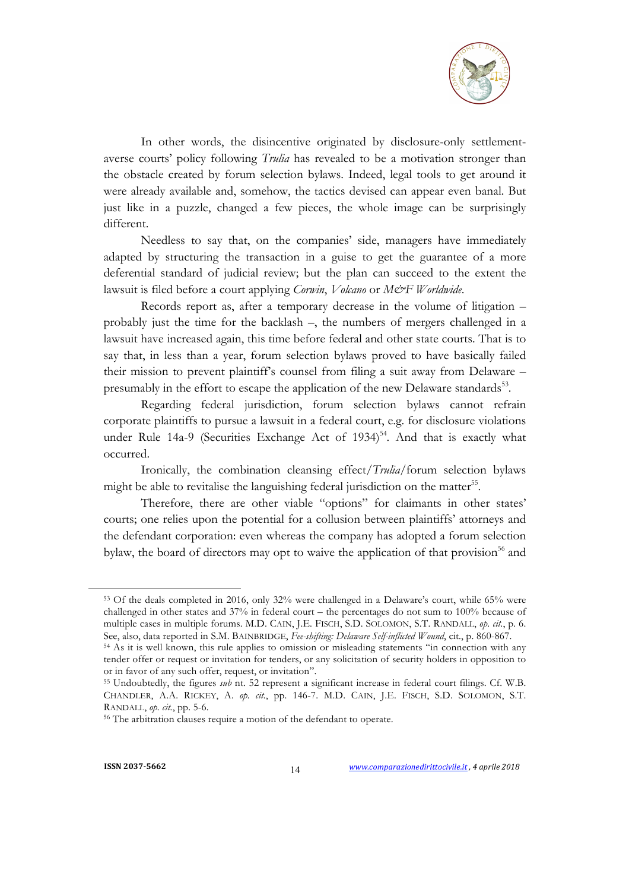In other words, the disincentive originated by disclosure-only settlement-averse courts' policy following *Trulia* has revealed to be a motivation stronger than the obstacle created by forum selection bylaws. Indeed, legal tools to get around it were already available and, somehow, the tactics devised can appear even banal. But just like in a puzzle, changed a few pieces, the whole image can be surprisingly different.

Needless to say that, on the companies' side, managers have immediately adapted by structuring the transaction in a guise to get the guarantee of a more deferential standard of judicial review; but the plan can succeed to the extent the lawsuit is filed before a court applying *Corwin*, *Volcano* or *M&F Worldwide*.

Records report as, after a temporary decrease in the volume of litigation – probably just the time for the backlash –, the numbers of mergers challenged in a lawsuit have increased again, this time before federal and other state courts. That is to say that, in less than a year, forum selection bylaws proved to have basically failed their mission to prevent plaintiff's counsel from filing a suit away from Delaware – presumably in the effort to escape the application of the new Delaware standards[53].

Regarding federal jurisdiction, forum selection bylaws cannot refrain corporate plaintiffs to pursue a lawsuit in a federal court, e.g. for disclosure violations under Rule 14a-9 (Securities Exchange Act of 1934)[54]. And that is exactly what occurred.

Ironically, the combination cleansing effect/*Trulia*/forum selection bylaws might be able to revitalise the languishing federal jurisdiction on the matter[55].

Therefore, there are other viable "options" for claimants in other states' courts; one relies upon the potential for a collusion between plaintiffs' attorneys and the defendant corporation: even whereas the company has adopted a forum selection bylaw, the board of directors may opt to waive the application of that provision[56] and

---

[53] Of the deals completed in 2016, only 32% were challenged in a Delaware's court, while 65% were challenged in other states and 37% in federal court – the percentages do not sum to 100% because of multiple cases in multiple forums. M.D. CAIN, J.E. FISCH, S.D. SOLOMON, S.T. RANDALL, *op. cit.*, p. 6. See, also, data reported in S.M. BAINBRIDGE, *Fee-shifting: Delaware Self-inflicted Wound*, cit., p. 860-867.

[54] As it is well known, this rule applies to omission or misleading statements "in connection with any tender offer or request or invitation for tenders, or any solicitation of security holders in opposition to or in favor of any such offer, request, or invitation".

[55] Undoubtedly, the figures *sub* nt. 52 represent a significant increase in federal court filings. Cf. W.B. CHANDLER, A.A. RICKEY, A. *op. cit.*, pp. 146-7. M.D. CAIN, J.E. FISCH, S.D. SOLOMON, S.T. RANDALL, *op. cit.*, pp. 5-6.

[56] The arbitration clauses require a motion of the defendant to operate.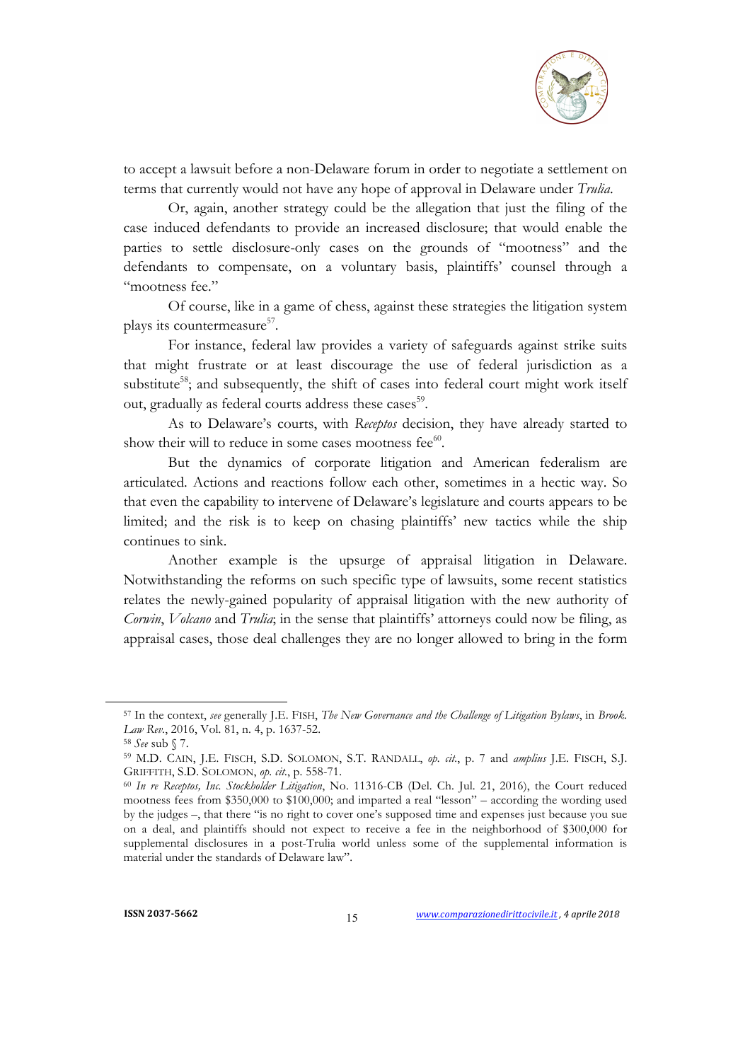to accept a lawsuit before a non-Delaware forum in order to negotiate a settlement on terms that currently would not have any hope of approval in Delaware under *Trulia*.

Or, again, another strategy could be the allegation that just the filing of the case induced defendants to provide an increased disclosure; that would enable the parties to settle disclosure-only cases on the grounds of "mootness" and the defendants to compensate, on a voluntary basis, plaintiffs' counsel through a "mootness fee."

Of course, like in a game of chess, against these strategies the litigation system plays its countermeasure[57].

For instance, federal law provides a variety of safeguards against strike suits that might frustrate or at least discourage the use of federal jurisdiction as a substitute[58]; and subsequently, the shift of cases into federal court might work itself out, gradually as federal courts address these cases[59].

As to Delaware's courts, with *Receptos* decision, they have already started to show their will to reduce in some cases mootness fee[60].

But the dynamics of corporate litigation and American federalism are articulated. Actions and reactions follow each other, sometimes in a hectic way. So that even the capability to intervene of Delaware's legislature and courts appears to be limited; and the risk is to keep on chasing plaintiffs' new tactics while the ship continues to sink.

Another example is the upsurge of appraisal litigation in Delaware. Notwithstanding the reforms on such specific type of lawsuits, some recent statistics relates the newly-gained popularity of appraisal litigation with the new authority of *Corwin*, *Volcano* and *Trulia*; in the sense that plaintiffs' attorneys could now be filing, as appraisal cases, those deal challenges they are no longer allowed to bring in the form

---

[57] In the context, *see* generally J.E. FISH, *The New Governance and the Challenge of Litigation Bylaws*, in *Brook. Law Rev.*, 2016, Vol. 81, n. 4, p. 1637-52.

[58] *See* sub § 7.

[59] M.D. CAIN, J.E. FISCH, S.D. SOLOMON, S.T. RANDALL, *op. cit.*, p. 7 and *amplius* J.E. FISCH, S.J. GRIFFITH, S.D. SOLOMON, *op. cit.*, p. 558-71.

[60] *In re Receptos, Inc. Stockholder Litigation*, No. 11316-CB (Del. Ch. Jul. 21, 2016), the Court reduced mootness fees from $350,000 to $100,000; and imparted a real "lesson" – according the wording used by the judges –, that there "is no right to cover one's supposed time and expenses just because you sue on a deal, and plaintiffs should not expect to receive a fee in the neighborhood of $300,000 for supplemental disclosures in a post-Trulia world unless some of the supplemental information is material under the standards of Delaware law".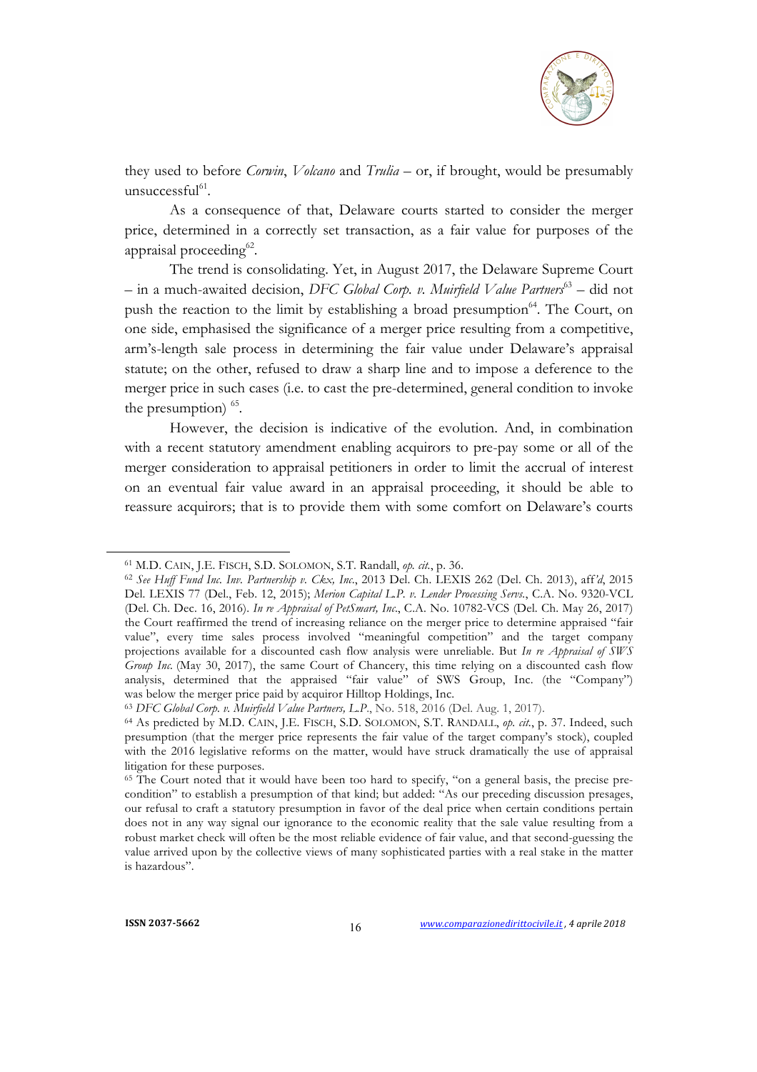they used to before *Corwin*, *Volcano* and *Trulia* – or, if brought, would be presumably unsuccessful[61].

As a consequence of that, Delaware courts started to consider the merger price, determined in a correctly set transaction, as a fair value for purposes of the appraisal proceeding[62].

The trend is consolidating. Yet, in August 2017, the Delaware Supreme Court – in a much-awaited decision, *DFC Global Corp. v. Muirfield Value Partners*[63] – did not push the reaction to the limit by establishing a broad presumption[64]. The Court, on one side, emphasised the significance of a merger price resulting from a competitive, arm's-length sale process in determining the fair value under Delaware's appraisal statute; on the other, refused to draw a sharp line and to impose a deference to the merger price in such cases (i.e. to cast the pre-determined, general condition to invoke the presumption) [65].

However, the decision is indicative of the evolution. And, in combination with a recent statutory amendment enabling acquirors to pre-pay some or all of the merger consideration to appraisal petitioners in order to limit the accrual of interest on an eventual fair value award in an appraisal proceeding, it should be able to reassure acquirors; that is to provide them with some comfort on Delaware's courts

---

[61] M.D. CAIN, J.E. FISCH, S.D. SOLOMON, S.T. Randall, *op. cit.*, p. 36.

[62] *See Huff Fund Inc. Inv. Partnership v. Ckx, Inc.*, 2013 Del. Ch. LEXIS 262 (Del. Ch. 2013), aff*'d*, 2015 Del. LEXIS 77 (Del., Feb. 12, 2015); *Merion Capital L.P. v. Lender Processing Servs.*, C.A. No. 9320-VCL (Del. Ch. Dec. 16, 2016). *In re Appraisal of PetSmart, Inc.*, C.A. No. 10782-VCS (Del. Ch. May 26, 2017) the Court reaffirmed the trend of increasing reliance on the merger price to determine appraised "fair value", every time sales process involved "meaningful competition" and the target company projections available for a discounted cash flow analysis were unreliable. But *In re Appraisal of SWS Group Inc.* (May 30, 2017), the same Court of Chancery, this time relying on a discounted cash flow analysis, determined that the appraised "fair value" of SWS Group, Inc. (the "Company") was below the merger price paid by acquiror Hilltop Holdings, Inc.

[63] *DFC Global Corp. v. Muirfield Value Partners, L.P.*, No. 518, 2016 (Del. Aug. 1, 2017).

[64] As predicted by M.D. CAIN, J.E. FISCH, S.D. SOLOMON, S.T. RANDALL, *op. cit.*, p. 37. Indeed, such presumption (that the merger price represents the fair value of the target company's stock), coupled with the 2016 legislative reforms on the matter, would have struck dramatically the use of appraisal litigation for these purposes.

[65] The Court noted that it would have been too hard to specify, "on a general basis, the precise pre-condition" to establish a presumption of that kind; but added: "As our preceding discussion presages, our refusal to craft a statutory presumption in favor of the deal price when certain conditions pertain does not in any way signal our ignorance to the economic reality that the sale value resulting from a robust market check will often be the most reliable evidence of fair value, and that second-guessing the value arrived upon by the collective views of many sophisticated parties with a real stake in the matter is hazardous".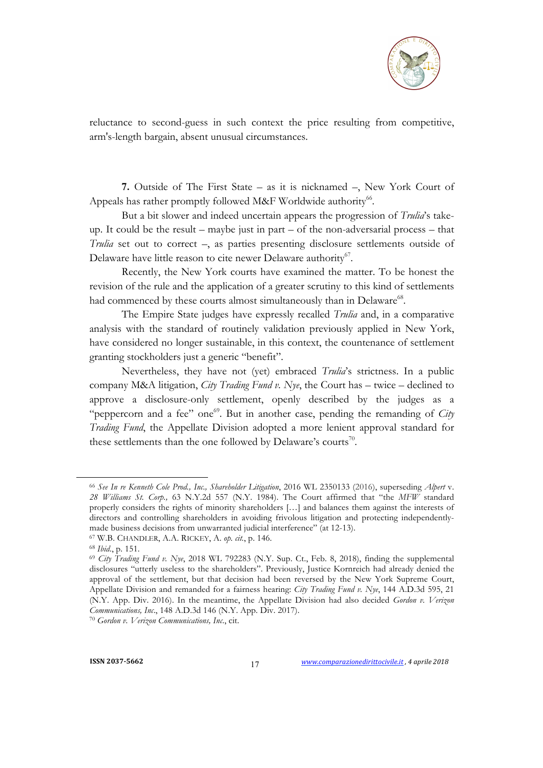reluctance to second-guess in such context the price resulting from competitive, arm's-length bargain, absent unusual circumstances.

**7.** Outside of The First State – as it is nicknamed –, New York Court of Appeals has rather promptly followed M&F Worldwide authority[66].

But a bit slower and indeed uncertain appears the progression of *Trulia*'s take-up. It could be the result – maybe just in part – of the non-adversarial process – that *Trulia* set out to correct –, as parties presenting disclosure settlements outside of Delaware have little reason to cite newer Delaware authority[67].

Recently, the New York courts have examined the matter. To be honest the revision of the rule and the application of a greater scrutiny to this kind of settlements had commenced by these courts almost simultaneously than in Delaware[68].

The Empire State judges have expressly recalled *Trulia* and, in a comparative analysis with the standard of routinely validation previously applied in New York, have considered no longer sustainable, in this context, the countenance of settlement granting stockholders just a generic "benefit".

Nevertheless, they have not (yet) embraced *Trulia*'s strictness. In a public company M&A litigation, *City Trading Fund v. Nye*, the Court has – twice – declined to approve a disclosure-only settlement, openly described by the judges as a "peppercorn and a fee" one[69]. But in another case, pending the remanding of *City Trading Fund*, the Appellate Division adopted a more lenient approval standard for these settlements than the one followed by Delaware's courts[70].

---

[66] *See In re Kenneth Cole Prod., Inc., Shareholder Litigation*, 2016 WL 2350133 (2016), superseding *Alpert* v. *28 Williams St. Corp.,* 63 N.Y.2d 557 (N.Y. 1984). The Court affirmed that "the *MFW* standard properly considers the rights of minority shareholders […] and balances them against the interests of directors and controlling shareholders in avoiding frivolous litigation and protecting independently-made business decisions from unwarranted judicial interference" (at 12-13).

[67] W.B. CHANDLER, A.A. RICKEY, A. *op. cit.*, p. 146.

[68] *Ibid.*, p. 151.

[69] *City Trading Fund v. Nye*, 2018 WL 792283 (N.Y. Sup. Ct., Feb. 8, 2018), finding the supplemental disclosures "utterly useless to the shareholders". Previously, Justice Kornreich had already denied the approval of the settlement, but that decision had been reversed by the New York Supreme Court, Appellate Division and remanded for a fairness hearing: *City Trading Fund v. Nye*, 144 A.D.3d 595, 21 (N.Y. App. Div. 2016). In the meantime, the Appellate Division had also decided *Gordon v. Verizon Communications, Inc.*, 148 A.D.3d 146 (N.Y. App. Div. 2017).

[70] *Gordon v. Verizon Communications, Inc.*, cit.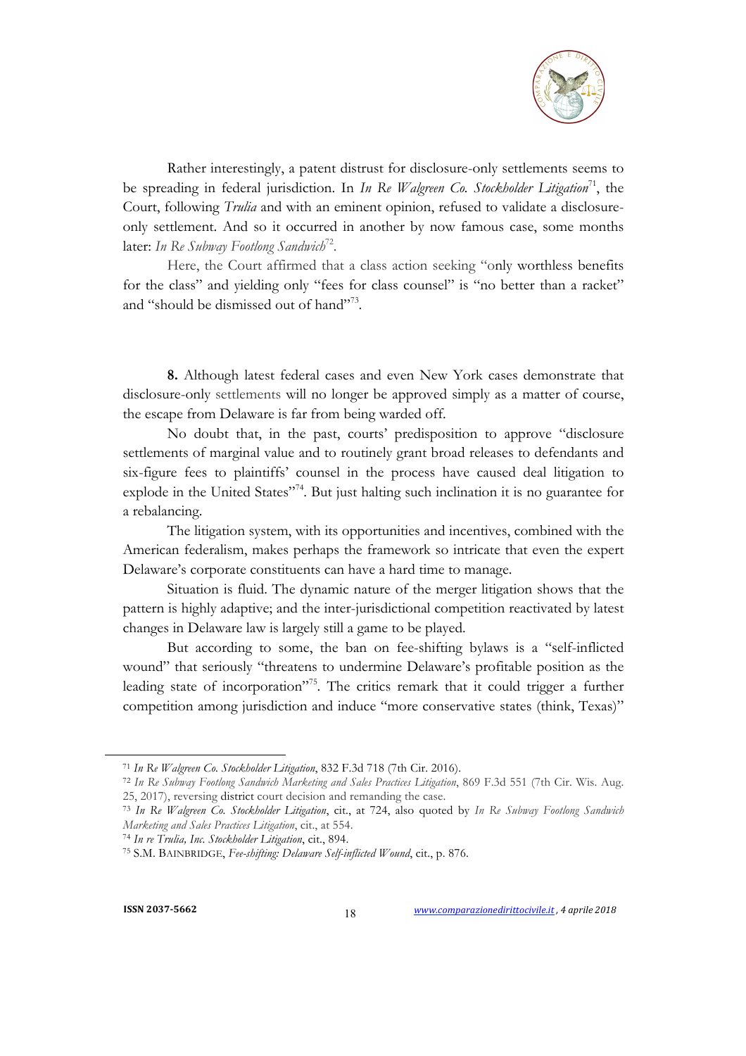Rather interestingly, a patent distrust for disclosure-only settlements seems to be spreading in federal jurisdiction. In *In Re Walgreen Co. Stockholder Litigation*[71], the Court, following *Trulia* and with an eminent opinion, refused to validate a disclosure-only settlement. And so it occurred in another by now famous case, some months later: *In Re Subway Footlong Sandwich*[72].

Here, the Court affirmed that a class action seeking "only worthless benefits for the class" and yielding only "fees for class counsel" is "no better than a racket" and "should be dismissed out of hand"[73].

**8.** Although latest federal cases and even New York cases demonstrate that disclosure-only settlements will no longer be approved simply as a matter of course, the escape from Delaware is far from being warded off.

No doubt that, in the past, courts' predisposition to approve "disclosure settlements of marginal value and to routinely grant broad releases to defendants and six-figure fees to plaintiffs' counsel in the process have caused deal litigation to explode in the United States"[74]. But just halting such inclination it is no guarantee for a rebalancing.

The litigation system, with its opportunities and incentives, combined with the American federalism, makes perhaps the framework so intricate that even the expert Delaware's corporate constituents can have a hard time to manage.

Situation is fluid. The dynamic nature of the merger litigation shows that the pattern is highly adaptive; and the inter-jurisdictional competition reactivated by latest changes in Delaware law is largely still a game to be played.

But according to some, the ban on fee-shifting bylaws is a "self-inflicted wound" that seriously "threatens to undermine Delaware's profitable position as the leading state of incorporation"[75]. The critics remark that it could trigger a further competition among jurisdiction and induce "more conservative states (think, Texas)"

---

[71] *In Re Walgreen Co. Stockholder Litigation*, 832 F.3d 718 (7th Cir. 2016).

[72] *In Re Subway Footlong Sandwich Marketing and Sales Practices Litigation*, 869 F.3d 551 (7th Cir. Wis. Aug. 25, 2017), reversing district court decision and remanding the case.

[73] *In Re Walgreen Co. Stockholder Litigation*, cit., at 724, also quoted by *In Re Subway Footlong Sandwich Marketing and Sales Practices Litigation*, cit., at 554.

[74] *In re Trulia, Inc. Stockholder Litigation*, cit., 894.

[75] S.M. BAINBRIDGE, *Fee-shifting: Delaware Self-inflicted Wound*, cit., p. 876.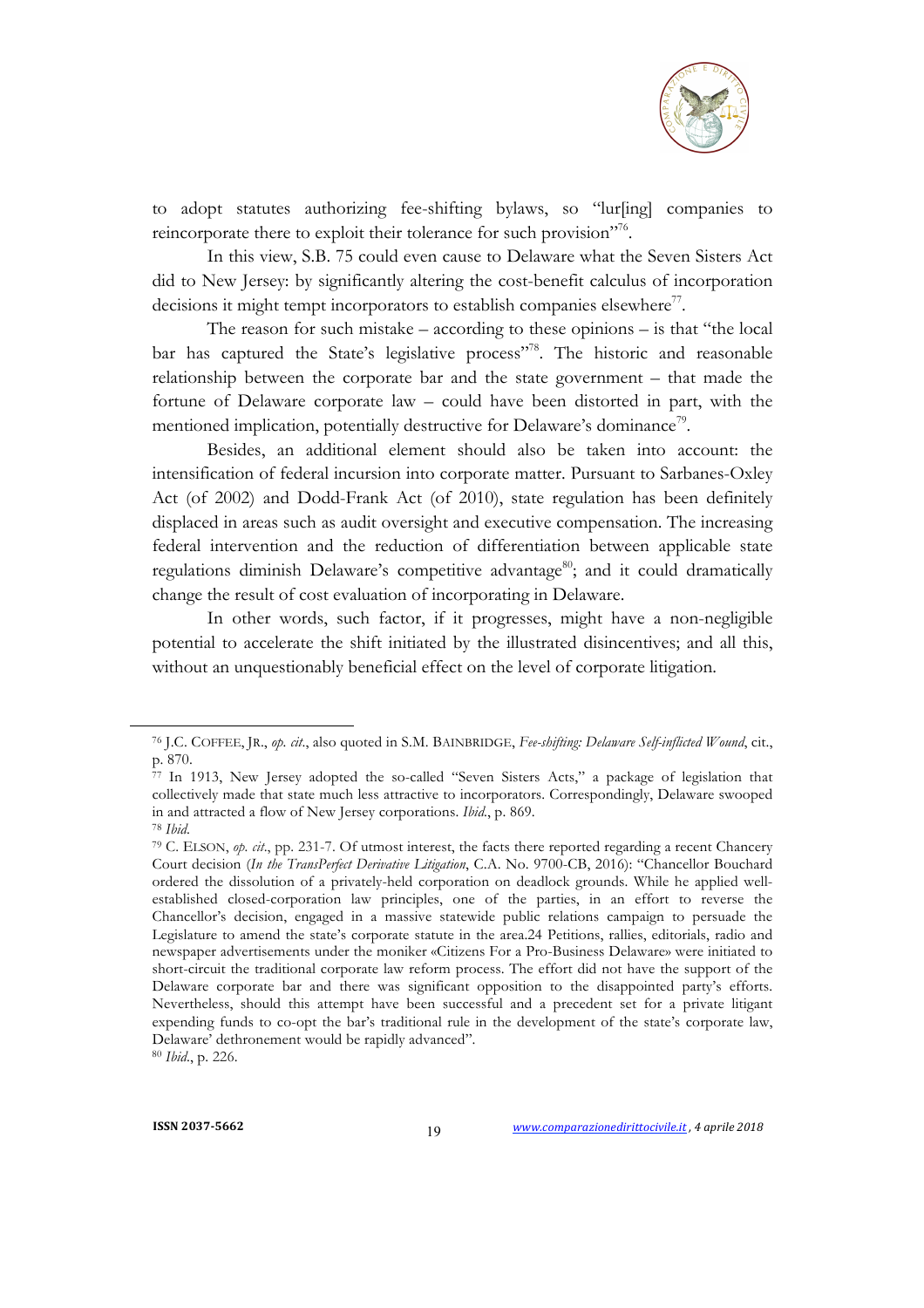to adopt statutes authorizing fee-shifting bylaws, so "lur[ing] companies to reincorporate there to exploit their tolerance for such provision"[76].

In this view, S.B. 75 could even cause to Delaware what the Seven Sisters Act did to New Jersey: by significantly altering the cost-benefit calculus of incorporation decisions it might tempt incorporators to establish companies elsewhere[77].

The reason for such mistake – according to these opinions – is that "the local bar has captured the State's legislative process"[78]. The historic and reasonable relationship between the corporate bar and the state government – that made the fortune of Delaware corporate law – could have been distorted in part, with the mentioned implication, potentially destructive for Delaware's dominance[79].

Besides, an additional element should also be taken into account: the intensification of federal incursion into corporate matter. Pursuant to Sarbanes-Oxley Act (of 2002) and Dodd-Frank Act (of 2010), state regulation has been definitely displaced in areas such as audit oversight and executive compensation. The increasing federal intervention and the reduction of differentiation between applicable state regulations diminish Delaware's competitive advantage[80]; and it could dramatically change the result of cost evaluation of incorporating in Delaware.

In other words, such factor, if it progresses, might have a non-negligible potential to accelerate the shift initiated by the illustrated disincentives; and all this, without an unquestionably beneficial effect on the level of corporate litigation.

---

[76] J.C. COFFEE, JR., *op. cit.*, also quoted in S.M. BAINBRIDGE, *Fee-shifting: Delaware Self-inflicted Wound*, cit., p. 870.

[77] In 1913, New Jersey adopted the so-called "Seven Sisters Acts," a package of legislation that collectively made that state much less attractive to incorporators. Correspondingly, Delaware swooped in and attracted a flow of New Jersey corporations. *Ibid.*, p. 869.

[78] *Ibid.*

[79] C. ELSON, *op. cit.*, pp. 231-7. Of utmost interest, the facts there reported regarding a recent Chancery Court decision (*In the TransPerfect Derivative Litigation*, C.A. No. 9700-CB, 2016): "Chancellor Bouchard ordered the dissolution of a privately-held corporation on deadlock grounds. While he applied well-established closed-corporation law principles, one of the parties, in an effort to reverse the Chancellor's decision, engaged in a massive statewide public relations campaign to persuade the Legislature to amend the state's corporate statute in the area.24 Petitions, rallies, editorials, radio and newspaper advertisements under the moniker «Citizens For a Pro-Business Delaware» were initiated to short-circuit the traditional corporate law reform process. The effort did not have the support of the Delaware corporate bar and there was significant opposition to the disappointed party's efforts. Nevertheless, should this attempt have been successful and a precedent set for a private litigant expending funds to co-opt the bar's traditional rule in the development of the state's corporate law, Delaware' dethronement would be rapidly advanced".

[80] *Ibid.*, p. 226.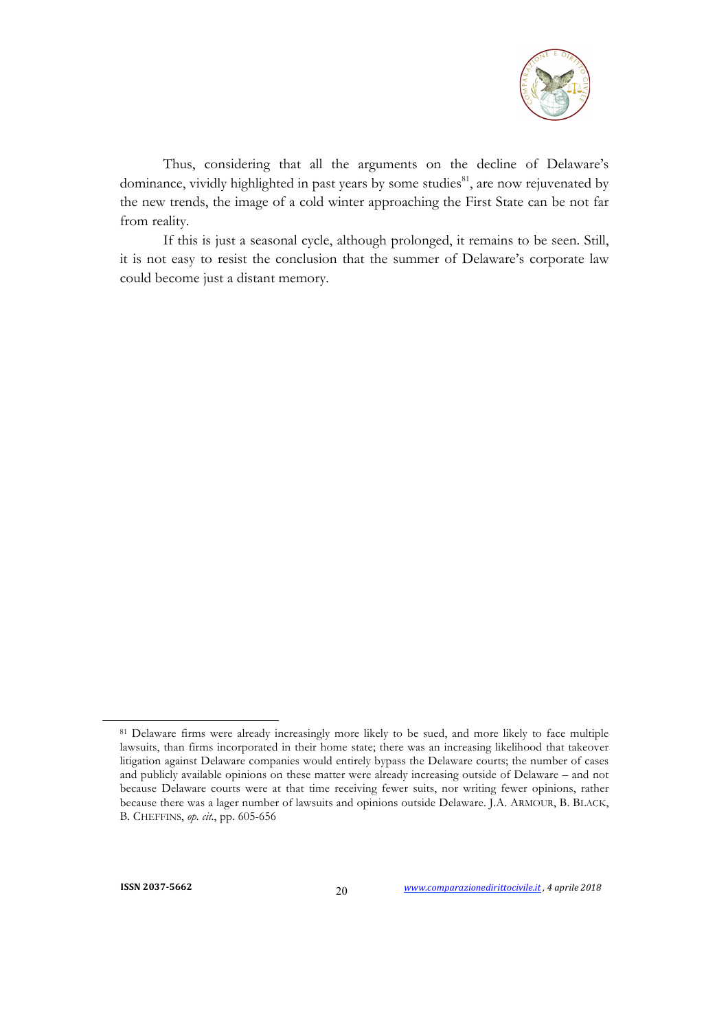Thus, considering that all the arguments on the decline of Delaware's dominance, vividly highlighted in past years by some studies[81], are now rejuvenated by the new trends, the image of a cold winter approaching the First State can be not far from reality.

If this is just a seasonal cycle, although prolonged, it remains to be seen. Still, it is not easy to resist the conclusion that the summer of Delaware's corporate law could become just a distant memory.

---

[81] Delaware firms were already increasingly more likely to be sued, and more likely to face multiple lawsuits, than firms incorporated in their home state; there was an increasing likelihood that takeover litigation against Delaware companies would entirely bypass the Delaware courts; the number of cases and publicly available opinions on these matter were already increasing outside of Delaware – and not because Delaware courts were at that time receiving fewer suits, nor writing fewer opinions, rather because there was a lager number of lawsuits and opinions outside Delaware. J.A. ARMOUR, B. BLACK, B. CHEFFINS, *op. cit.*, pp. 605-656